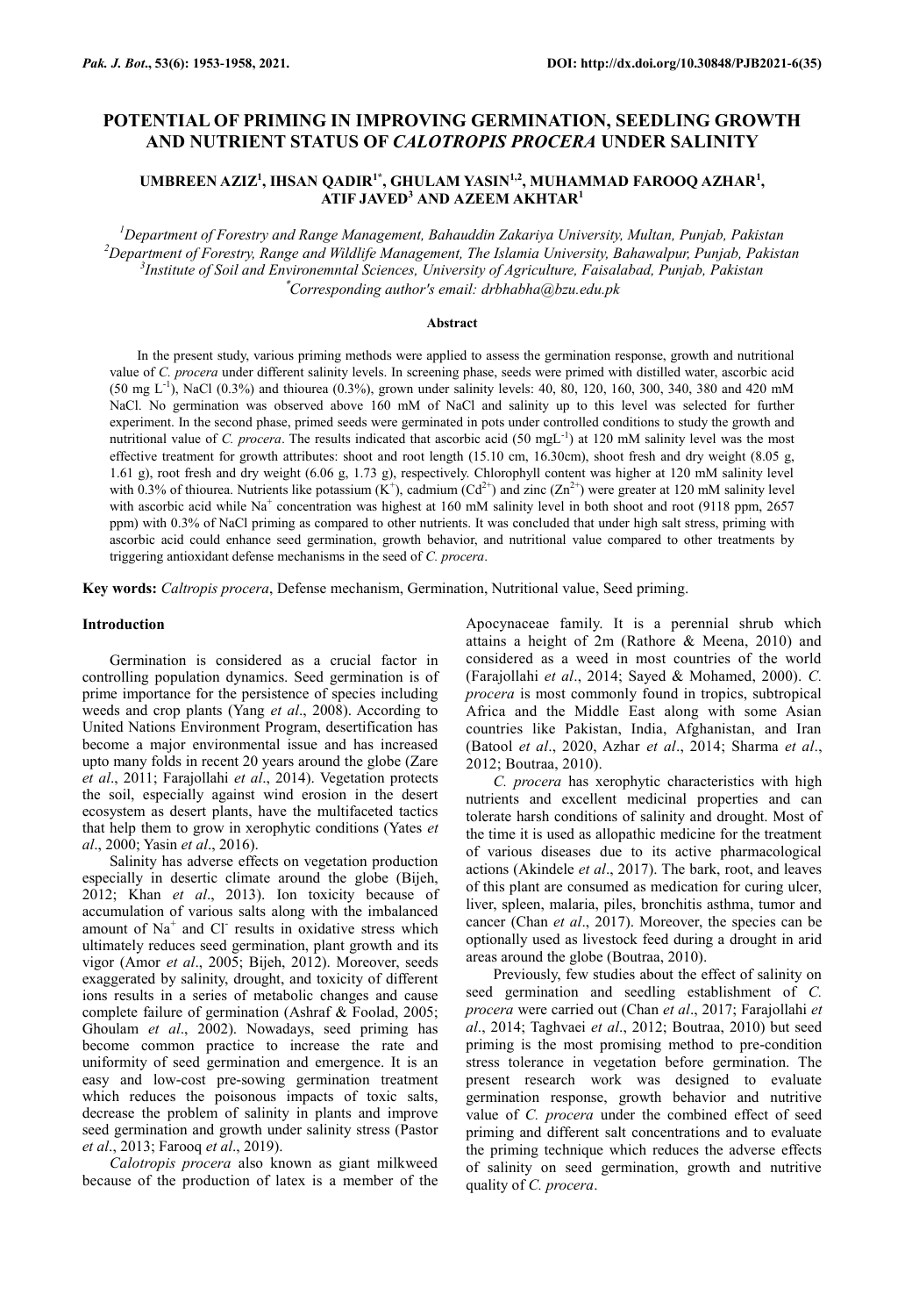# POTENTIAL OF PRIMING IN IMPROVING GERMINATION, SEEDLING GROWTH AND NUTRIENT STATUS OF *CALOTROPIS PROCERA* UNDER SALINITY

**UMBREEN AZIZ[1], IHSAN QADIR[1*], GHULAM YASIN[1,2], MUHAMMAD FAROOQ AZHAR[1], ATIF JAVED[3] AND AZEEM AKHTAR[1]**

[1]*Department of Forestry and Range Management, Bahauddin Zakariya University, Multan, Punjab, Pakistan*
[2]*Department of Forestry, Range and Wildlife Management, The Islamia University, Bahawalpur, Punjab, Pakistan*
[3]*Institute of Soil and Environemntal Sciences, University of Agriculture, Faisalabad, Punjab, Pakistan*
[*]*Corresponding author's email: drbhabha@bzu.edu.pk*

## Abstract

In the present study, various priming methods were applied to assess the germination response, growth and nutritional value of *C. procera* under different salinity levels. In screening phase, seeds were primed with distilled water, ascorbic acid (50 mg $L^{-1}$), NaCl (0.3%) and thiourea (0.3%), grown under salinity levels: 40, 80, 120, 160, 300, 340, 380 and 420 mM NaCl. No germination was observed above 160 mM of NaCl and salinity up to this level was selected for further experiment. In the second phase, primed seeds were germinated in pots under controlled conditions to study the growth and nutritional value of *C. procera*. The results indicated that ascorbic acid (50 mg$L^{-1}$) at 120 mM salinity level was the most effective treatment for growth attributes: shoot and root length (15.10 cm, 16.30cm), shoot fresh and dry weight (8.05 g, 1.61 g), root fresh and dry weight (6.06 g, 1.73 g), respectively. Chlorophyll content was higher at 120 mM salinity level with 0.3% of thiourea. Nutrients like potassium ($K^+$), cadmium ($Cd^{2+}$) and zinc ($Zn^{2+}$) were greater at 120 mM salinity level with ascorbic acid while $Na^+$ concentration was highest at 160 mM salinity level in both shoot and root (9118 ppm, 2657 ppm) with 0.3% of NaCl priming as compared to other nutrients. It was concluded that under high salt stress, priming with ascorbic acid could enhance seed germination, growth behavior, and nutritional value compared to other treatments by triggering antioxidant defense mechanisms in the seed of *C. procera*.

**Key words:** *Caltropis procera*, Defense mechanism, Germination, Nutritional value, Seed priming.

## Introduction

Germination is considered as a crucial factor in controlling population dynamics. Seed germination is of prime importance for the persistence of species including weeds and crop plants (Yang *et al*., 2008). According to United Nations Environment Program, desertification has become a major environmental issue and has increased upto many folds in recent 20 years around the globe (Zare *et al*., 2011; Farajollahi *et al*., 2014). Vegetation protects the soil, especially against wind erosion in the desert ecosystem as desert plants, have the multifaceted tactics that help them to grow in xerophytic conditions (Yates *et al*., 2000; Yasin *et al*., 2016).

Salinity has adverse effects on vegetation production especially in desertic climate around the globe (Bijeh, 2012; Khan *et al*., 2013). Ion toxicity because of accumulation of various salts along with the imbalanced amount of $Na^+$ and $Cl^-$ results in oxidative stress which ultimately reduces seed germination, plant growth and its vigor (Amor *et al*., 2005; Bijeh, 2012). Moreover, seeds exaggerated by salinity, drought, and toxicity of different ions results in a series of metabolic changes and cause complete failure of germination (Ashraf & Foolad, 2005; Ghoulam *et al*., 2002). Nowadays, seed priming has become common practice to increase the rate and uniformity of seed germination and emergence. It is an easy and low-cost pre-sowing germination treatment which reduces the poisonous impacts of toxic salts, decrease the problem of salinity in plants and improve seed germination and growth under salinity stress (Pastor *et al*., 2013; Farooq *et al*., 2019).

*Calotropis procera* also known as giant milkweed because of the production of latex is a member of the Apocynaceae family. It is a perennial shrub which attains a height of 2m (Rathore & Meena, 2010) and considered as a weed in most countries of the world (Farajollahi *et al*., 2014; Sayed & Mohamed, 2000). *C. procera* is most commonly found in tropics, subtropical Africa and the Middle East along with some Asian countries like Pakistan, India, Afghanistan, and Iran (Batool *et al*., 2020, Azhar *et al*., 2014; Sharma *et al*., 2012; Boutraa, 2010).

*C. procera* has xerophytic characteristics with high nutrients and excellent medicinal properties and can tolerate harsh conditions of salinity and drought. Most of the time it is used as allopathic medicine for the treatment of various diseases due to its active pharmacological actions (Akindele *et al*., 2017). The bark, root, and leaves of this plant are consumed as medication for curing ulcer, liver, spleen, malaria, piles, bronchitis asthma, tumor and cancer (Chan *et al*., 2017). Moreover, the species can be optionally used as livestock feed during a drought in arid areas around the globe (Boutraa, 2010).

Previously, few studies about the effect of salinity on seed germination and seedling establishment of *C. procera* were carried out (Chan *et al*., 2017; Farajollahi *et al*., 2014; Taghvaei *et al*., 2012; Boutraa, 2010) but seed priming is the most promising method to pre-condition stress tolerance in vegetation before germination. The present research work was designed to evaluate germination response, growth behavior and nutritive value of *C. procera* under the combined effect of seed priming and different salt concentrations and to evaluate the priming technique which reduces the adverse effects of salinity on seed germination, growth and nutritive quality of *C. procera*.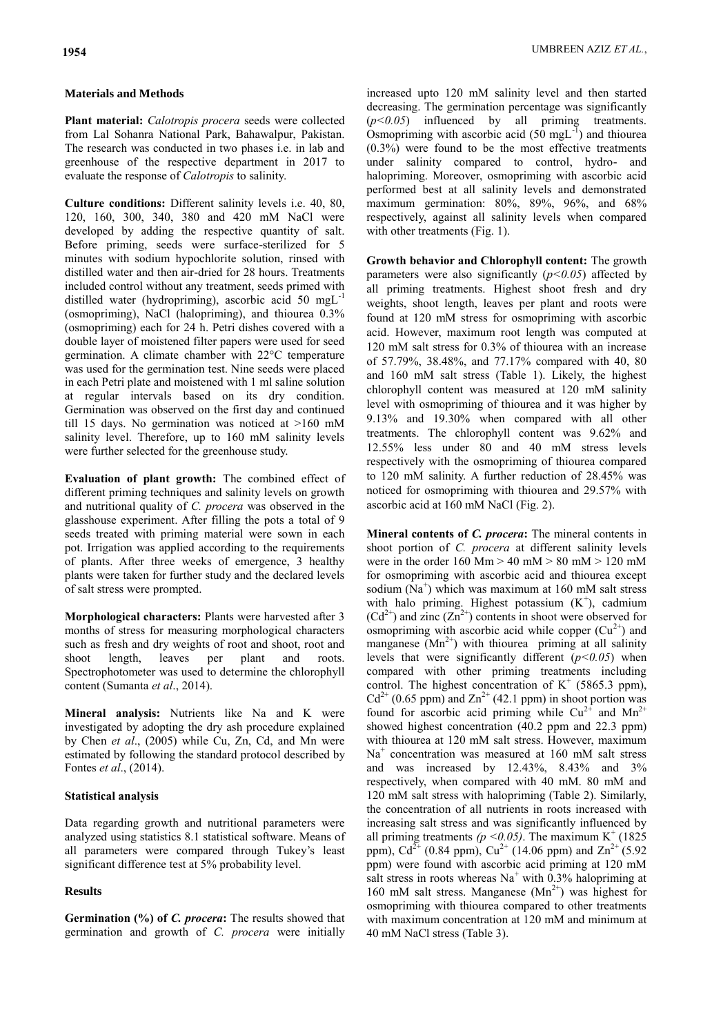## Materials and Methods

**Plant material:** *Calotropis procera* seeds were collected from Lal Sohanra National Park, Bahawalpur, Pakistan. The research was conducted in two phases i.e. in lab and greenhouse of the respective department in 2017 to evaluate the response of *Calotropis* to salinity.

**Culture conditions:** Different salinity levels i.e. 40, 80, 120, 160, 300, 340, 380 and 420 mM NaCl were developed by adding the respective quantity of salt. Before priming, seeds were surface-sterilized for 5 minutes with sodium hypochlorite solution, rinsed with distilled water and then air-dried for 28 hours. Treatments included control without any treatment, seeds primed with distilled water (hydropriming), ascorbic acid 50 $mgL^{-1}$ (osmopriming), NaCl (halopriming), and thiourea 0.3% (osmopriming) each for 24 h. Petri dishes covered with a double layer of moistened filter papers were used for seed germination. A climate chamber with 22°C temperature was used for the germination test. Nine seeds were placed in each Petri plate and moistened with 1 ml saline solution at regular intervals based on its dry condition. Germination was observed on the first day and continued till 15 days. No germination was noticed at >160 mM salinity level. Therefore, up to 160 mM salinity levels were further selected for the greenhouse study.

**Evaluation of plant growth:** The combined effect of different priming techniques and salinity levels on growth and nutritional quality of *C. procera* was observed in the glasshouse experiment. After filling the pots a total of 9 seeds treated with priming material were sown in each pot. Irrigation was applied according to the requirements of plants. After three weeks of emergence, 3 healthy plants were taken for further study and the declared levels of salt stress were prompted.

**Morphological characters:** Plants were harvested after 3 months of stress for measuring morphological characters such as fresh and dry weights of root and shoot, root and shoot length, leaves per plant and roots. Spectrophotometer was used to determine the chlorophyll content (Sumanta *et al*., 2014).

**Mineral analysis:** Nutrients like Na and K were investigated by adopting the dry ash procedure explained by Chen *et al*., (2005) while Cu, Zn, Cd, and Mn were estimated by following the standard protocol described by Fontes *et al*., (2014).

### Statistical analysis

Data regarding growth and nutritional parameters were analyzed using statistics 8.1 statistical software. Means of all parameters were compared through Tukey's least significant difference test at 5% probability level.

## Results

**Germination (%) of *C. procera*:** The results showed that germination and growth of *C. procera* were initially increased upto 120 mM salinity level and then started decreasing. The germination percentage was significantly ($p<0.05$) influenced by all priming treatments. Osmopriming with ascorbic acid (50 $mgL^{-1}$) and thiourea (0.3%) were found to be the most effective treatments under salinity compared to control, hydro- and halopriming. Moreover, osmopriming with ascorbic acid performed best at all salinity levels and demonstrated maximum germination: 80%, 89%, 96%, and 68% respectively, against all salinity levels when compared with other treatments (Fig. 1).

**Growth behavior and Chlorophyll content:** The growth parameters were also significantly ($p<0.05$) affected by all priming treatments. Highest shoot fresh and dry weights, shoot length, leaves per plant and roots were found at 120 mM stress for osmopriming with ascorbic acid. However, maximum root length was computed at 120 mM salt stress for 0.3% of thiourea with an increase of 57.79%, 38.48%, and 77.17% compared with 40, 80 and 160 mM salt stress (Table 1). Likely, the highest chlorophyll content was measured at 120 mM salinity level with osmopriming of thiourea and it was higher by 9.13% and 19.30% when compared with all other treatments. The chlorophyll content was 9.62% and 12.55% less under 80 and 40 mM stress levels respectively with the osmopriming of thiourea compared to 120 mM salinity. A further reduction of 28.45% was noticed for osmopriming with thiourea and 29.57% with ascorbic acid at 160 mM NaCl (Fig. 2).

**Mineral contents of *C. procera*:** The mineral contents in shoot portion of *C. procera* at different salinity levels were in the order 160 Mm > 40 mM > 80 mM > 120 mM for osmopriming with ascorbic acid and thiourea except sodium ($Na^+$) which was maximum at 160 mM salt stress with halo priming. Highest potassium ($K^+$), cadmium ($Cd^{2+}$) and zinc ($Zn^{2+}$) contents in shoot were observed for osmopriming with ascorbic acid while copper ($Cu^{2+}$) and manganese ($Mn^{2+}$) with thiourea priming at all salinity levels that were significantly different ($p<0.05$) when compared with other priming treatments including control. The highest concentration of $K^+$ (5865.3 ppm), $Cd^{2+}$ (0.65 ppm) and $Zn^{2+}$ (42.1 ppm) in shoot portion was found for ascorbic acid priming while $Cu^{2+}$ and $Mn^{2+}$ showed highest concentration (40.2 ppm and 22.3 ppm) with thiourea at 120 mM salt stress. However, maximum $Na^+$ concentration was measured at 160 mM salt stress and was increased by 12.43%, 8.43% and 3% respectively, when compared with 40 mM. 80 mM and 120 mM salt stress with halopriming (Table 2). Similarly, the concentration of all nutrients in roots increased with increasing salt stress and was significantly influenced by all priming treatments ($p<0.05$). The maximum $K^+$ (1825 ppm), $Cd^{2+}$ (0.84 ppm), $Cu^{2+}$ (14.06 ppm) and $Zn^{2+}$ (5.92 ppm) were found with ascorbic acid priming at 120 mM salt stress in roots whereas $Na^+$ with 0.3% halopriming at 160 mM salt stress. Manganese ($Mn^{2+}$) was highest for osmopriming with thiourea compared to other treatments with maximum concentration at 120 mM and minimum at 40 mM NaCl stress (Table 3).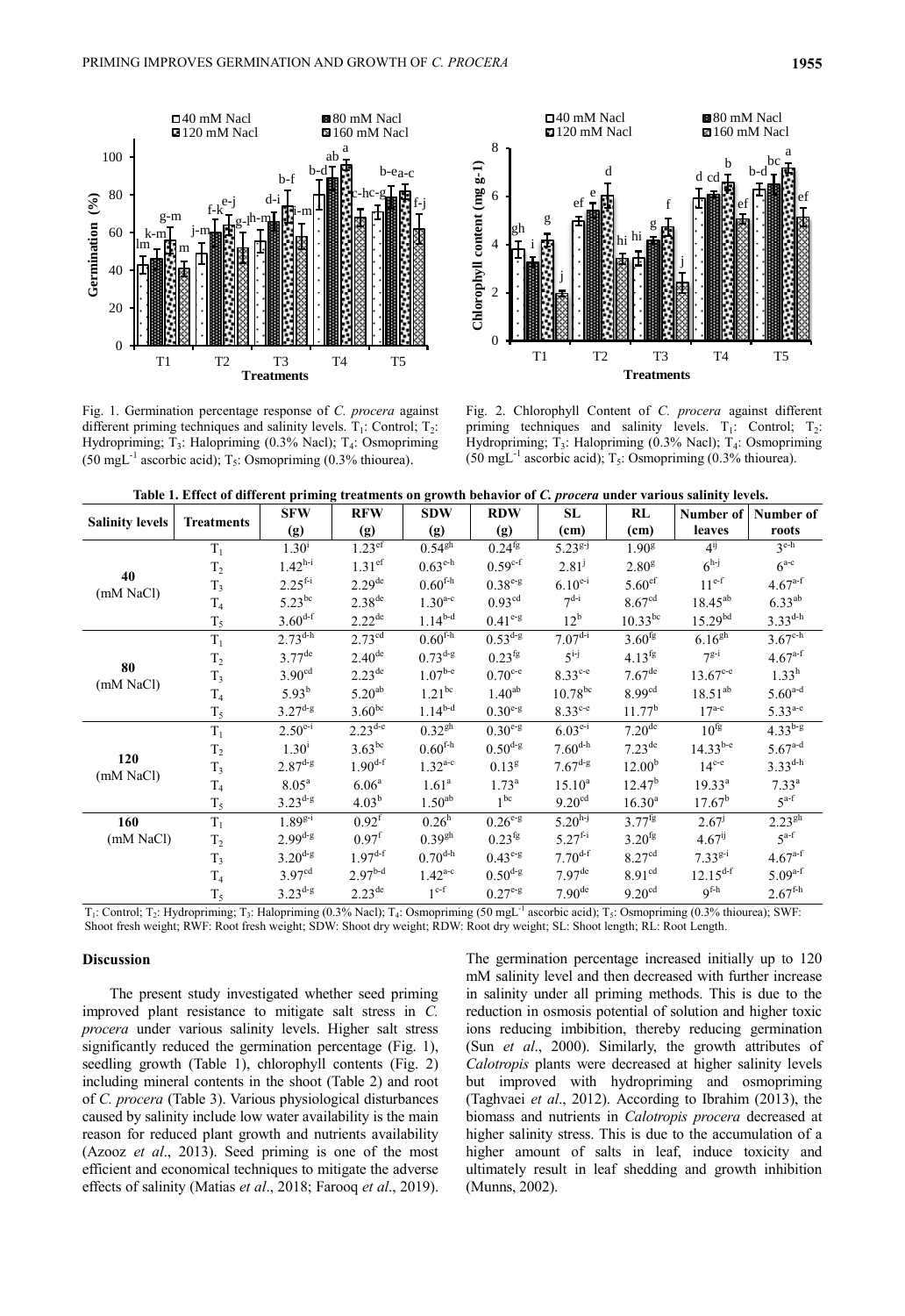Fig. 1. Germination percentage response of *C. procera* against different priming techniques and salinity levels. $T_1$: Control; $T_2$: Hydropriming; $T_3$: Halopriming (0.3% Nacl); $T_4$: Osmopriming (50 mgL$^{-1}$ ascorbic acid); $T_5$: Osmopriming (0.3% thiourea).

Fig. 2. Chlorophyll Content of *C. procera* against different priming techniques and salinity levels. $T_1$: Control; $T_2$: Hydropriming; $T_3$: Halopriming (0.3% Nacl); $T_4$: Osmopriming (50 mgL$^{-1}$ ascorbic acid); $T_5$: Osmopriming (0.3% thiourea).

**Table 1. Effect of different priming treatments on growth behavior of *C. procera* under various salinity levels.**

| Salinity levels | Treatments | SFW (g) | RFW (g) | SDW (g) | RDW (g) | SL (cm) | RL (cm) | Number of leaves | Number of roots |
|---|---|---|---|---|---|---|---|---|---|
| 40 (mM NaCl) | $T_1$ | $1.30^{i}$ | $1.23^{ef}$ | $0.54^{gh}$ | $0.24^{fg}$ | $5.23^{g-j}$ | $1.90^{g}$ | $4^{ij}$ | $3^{e-h}$ |
| | $T_2$ | $1.42^{h-i}$ | $1.31^{ef}$ | $0.63^{e-h}$ | $0.59^{c-f}$ | $2.81^{j}$ | $2.80^{g}$ | $6^{h-j}$ | $6^{a-c}$ |
| | $T_3$ | $2.25^{f-i}$ | $2.29^{de}$ | $0.60^{f-h}$ | $0.38^{e-g}$ | $6.10^{e-i}$ | $5.60^{ef}$ | $11^{e-f}$ | $4.67^{a-f}$ |
| | $T_4$ | $5.23^{bc}$ | $2.38^{de}$ | $1.30^{a-c}$ | $0.93^{cd}$ | $7^{d-i}$ | $8.67^{cd}$ | $18.45^{ab}$ | $6.33^{ab}$ |
| | $T_5$ | $3.60^{d-f}$ | $2.22^{de}$ | $1.14^{b-d}$ | $0.41^{e-g}$ | $12^{b}$ | $10.33^{bc}$ | $15.29^{bd}$ | $3.33^{d-h}$ |
| 80 (mM NaCl) | $T_1$ | $2.73^{d-h}$ | $2.73^{cd}$ | $0.60^{f-h}$ | $0.53^{d-g}$ | $7.07^{d-i}$ | $3.60^{fg}$ | $6.16^{gh}$ | $3.67^{c-h}$ |
| | $T_2$ | $3.77^{de}$ | $2.40^{de}$ | $0.73^{d-g}$ | $0.23^{fg}$ | $5^{i-j}$ | $4.13^{fg}$ | $7^{g-i}$ | $4.67^{a-f}$ |
| | $T_3$ | $3.90^{cd}$ | $2.23^{de}$ | $1.07^{b-e}$ | $0.70^{c-e}$ | $8.33^{c-e}$ | $7.67^{de}$ | $13.67^{c-e}$ | $1.33^{h}$ |
| | $T_4$ | $5.93^{b}$ | $5.20^{ab}$ | $1.21^{bc}$ | $1.40^{ab}$ | $10.78^{bc}$ | $8.99^{cd}$ | $18.51^{ab}$ | $5.60^{a-d}$ |
| | $T_5$ | $3.27^{d-g}$ | $3.60^{bc}$ | $1.14^{b-d}$ | $0.30^{e-g}$ | $8.33^{c-e}$ | $11.77^{b}$ | $17^{a-c}$ | $5.33^{a-e}$ |
| 120 (mM NaCl) | $T_1$ | $2.50^{e-i}$ | $2.23^{d-e}$ | $0.32^{gh}$ | $0.30^{e-g}$ | $6.03^{e-i}$ | $7.20^{de}$ | $10^{fg}$ | $4.33^{b-g}$ |
| | $T_2$ | $1.30^{i}$ | $3.63^{bc}$ | $0.60^{f-h}$ | $0.50^{d-g}$ | $7.60^{d-h}$ | $7.23^{de}$ | $14.33^{b-e}$ | $5.67^{a-d}$ |
| | $T_3$ | $2.87^{d-g}$ | $1.90^{d-f}$ | $1.32^{a-c}$ | $0.13^{g}$ | $7.67^{d-g}$ | $12.00^{b}$ | $14^{c-e}$ | $3.33^{d-h}$ |
| | $T_4$ | $8.05^{a}$ | $6.06^{a}$ | $1.61^{a}$ | $1.73^{a}$ | $15.10^{a}$ | $12.47^{b}$ | $19.33^{a}$ | $7.33^{a}$ |
| | $T_5$ | $3.23^{d-g}$ | $4.03^{b}$ | $1.50^{ab}$ | $1^{bc}$ | $9.20^{cd}$ | $16.30^{a}$ | $17.67^{b}$ | $5^{a-f}$ |
| 160 (mM NaCl) | $T_1$ | $1.89^{g-i}$ | $0.92^{f}$ | $0.26^{h}$ | $0.26^{e-g}$ | $5.20^{h-j}$ | $3.77^{fg}$ | $2.67^{j}$ | $2.23^{gh}$ |
| | $T_2$ | $2.99^{d-g}$ | $0.97^{f}$ | $0.39^{gh}$ | $0.23^{fg}$ | $5.27^{f-i}$ | $3.20^{fg}$ | $4.67^{ij}$ | $5^{a-f}$ |
| | $T_3$ | $3.20^{d-g}$ | $1.97^{d-f}$ | $0.70^{d-h}$ | $0.43^{e-g}$ | $7.70^{d-f}$ | $8.27^{cd}$ | $7.33^{g-i}$ | $4.67^{a-f}$ |
| | $T_4$ | $3.97^{cd}$ | $2.97^{b-d}$ | $1.42^{a-c}$ | $0.50^{d-g}$ | $7.97^{de}$ | $8.91^{cd}$ | $12.15^{d-f}$ | $5.09^{a-f}$ |
| | $T_5$ | $3.23^{d-g}$ | $2.23^{de}$ | $1^{c-f}$ | $0.27^{e-g}$ | $7.90^{de}$ | $9.20^{cd}$ | $9^{f-h}$ | $2.67^{f-h}$ |

$T_1$: Control; $T_2$: Hydropriming; $T_3$: Halopriming (0.3% Nacl); $T_4$: Osmopriming (50 mgL$^{-1}$ ascorbic acid); $T_5$: Osmopriming (0.3% thiourea); SWF: Shoot fresh weight; RWF: Root fresh weight; SDW: Shoot dry weight; RDW: Root dry weight; SL: Shoot length; RL: Root Length.

## Discussion

The present study investigated whether seed priming improved plant resistance to mitigate salt stress in *C. procera* under various salinity levels. Higher salt stress significantly reduced the germination percentage (Fig. 1), seedling growth (Table 1), chlorophyll contents (Fig. 2) including mineral contents in the shoot (Table 2) and root of *C. procera* (Table 3). Various physiological disturbances caused by salinity include low water availability is the main reason for reduced plant growth and nutrients availability (Azooz *et al*., 2013). Seed priming is one of the most efficient and economical techniques to mitigate the adverse effects of salinity (Matias *et al*., 2018; Farooq *et al*., 2019). The germination percentage increased initially up to 120 mM salinity level and then decreased with further increase in salinity under all priming methods. This is due to the reduction in osmosis potential of solution and higher toxic ions reducing imbibition, thereby reducing germination (Sun *et al*., 2000). Similarly, the growth attributes of *Calotropis* plants were decreased at higher salinity levels but improved with hydropriming and osmopriming (Taghvaei *et al*., 2012). According to Ibrahim (2013), the biomass and nutrients in *Calotropis procera* decreased at higher salinity stress. This is due to the accumulation of a higher amount of salts in leaf, induce toxicity and ultimately result in leaf shedding and growth inhibition (Munns, 2002).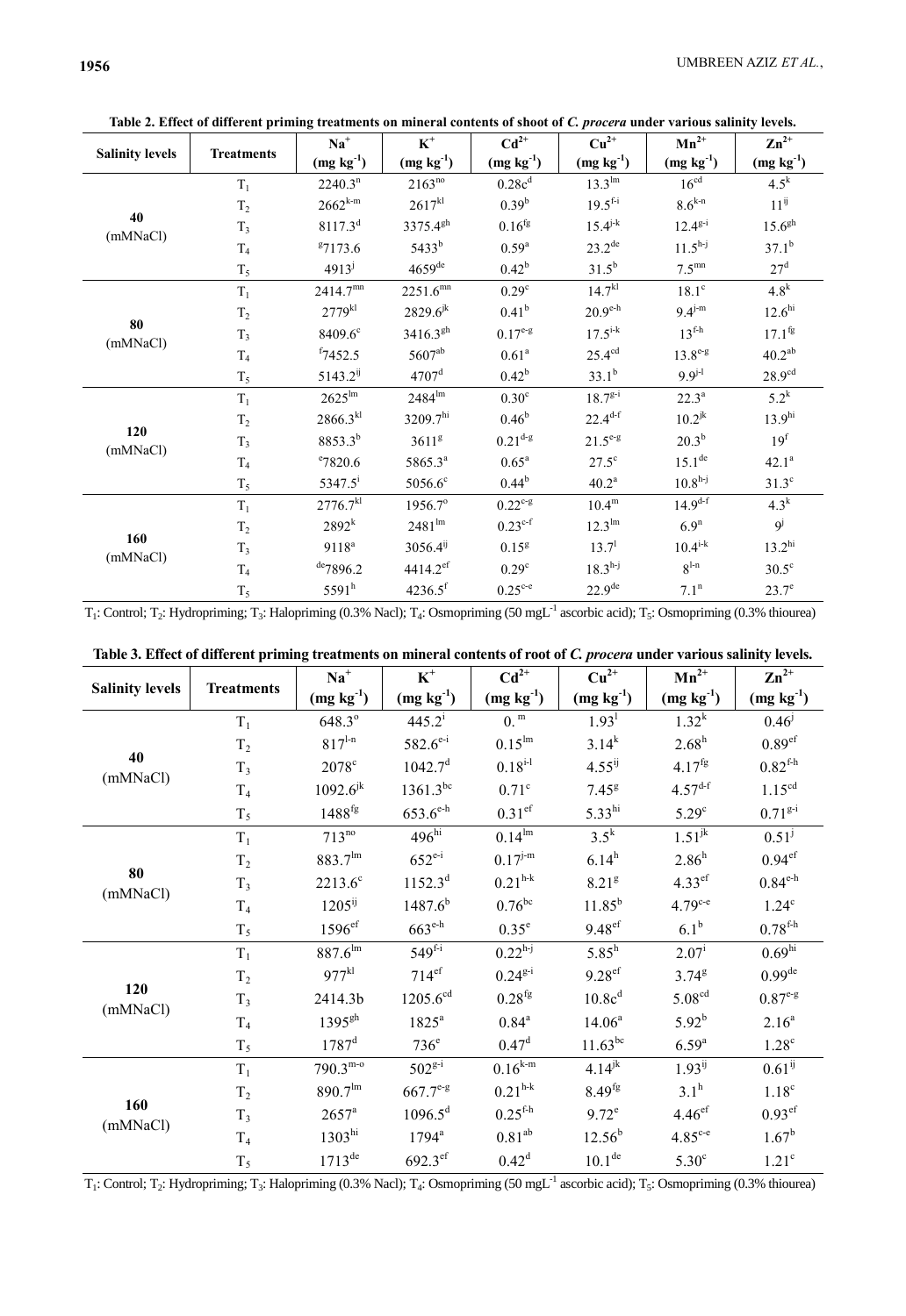**Table 2. Effect of different priming treatments on mineral contents of shoot of *C. procera* under various salinity levels.**

| Salinity levels | Treatments | $Na^+$ ($mg\ kg^{-1}$) | $K^+$ ($mg\ kg^{-1}$) | $Cd^{2+}$ ($mg\ kg^{-1}$) | $Cu^{2+}$ ($mg\ kg^{-1}$) | $Mn^{2+}$ ($mg\ kg^{-1}$) | $Zn^{2+}$ ($mg\ kg^{-1}$) |
|---|---|---|---|---|---|---|---|
| 40 (mMNaCl) | $T_1$ | $2240.3^{n}$ | $2163^{no}$ | $0.28c^{d}$ | $13.3^{lm}$ | $16^{cd}$ | $4.5^{k}$ |
| | $T_2$ | $2662^{k-m}$ | $2617^{kl}$ | $0.39^{b}$ | $19.5^{f-i}$ | $8.6^{k-n}$ | $11^{ij}$ |
| | $T_3$ | $8117.3^{d}$ | $3375.4^{gh}$ | $0.16^{fg}$ | $15.4^{j-k}$ | $12.4^{g-i}$ | $15.6^{gh}$ |
| | $T_4$ | $^{g}7173.6$ | $5433^{b}$ | $0.59^{a}$ | $23.2^{de}$ | $11.5^{h-j}$ | $37.1^{b}$ |
| | $T_5$ | $4913^{j}$ | $4659^{de}$ | $0.42^{b}$ | $31.5^{b}$ | $7.5^{mn}$ | $27^{d}$ |
| 80 (mMNaCl) | $T_1$ | $2414.7^{mn}$ | $2251.6^{mn}$ | $0.29^{c}$ | $14.7^{kl}$ | $18.1^{c}$ | $4.8^{k}$ |
| | $T_2$ | $2779^{kl}$ | $2829.6^{jk}$ | $0.41^{b}$ | $20.9^{e-h}$ | $9.4^{j-m}$ | $12.6^{hi}$ |
| | $T_3$ | $8409.6^{c}$ | $3416.3^{gh}$ | $0.17^{e-g}$ | $17.5^{i-k}$ | $13^{f-h}$ | $17.1^{fg}$ |
| | $T_4$ | $^{f}7452.5$ | $5607^{ab}$ | $0.61^{a}$ | $25.4^{cd}$ | $13.8^{e-g}$ | $40.2^{ab}$ |
| | $T_5$ | $5143.2^{ij}$ | $4707^{d}$ | $0.42^{b}$ | $33.1^{b}$ | $9.9^{j-l}$ | $28.9^{cd}$ |
| 120 (mMNaCl) | $T_1$ | $2625^{lm}$ | $2484^{lm}$ | $0.30^{c}$ | $18.7^{g-i}$ | $22.3^{a}$ | $5.2^{k}$ |
| | $T_2$ | $2866.3^{kl}$ | $3209.7^{hi}$ | $0.46^{b}$ | $22.4^{d-f}$ | $10.2^{jk}$ | $13.9^{hi}$ |
| | $T_3$ | $8853.3^{b}$ | $3611^{g}$ | $0.21^{d-g}$ | $21.5^{e-g}$ | $20.3^{b}$ | $19^{f}$ |
| | $T_4$ | $^{e}7820.6$ | $5865.3^{a}$ | $0.65^{a}$ | $27.5^{c}$ | $15.1^{de}$ | $42.1^{a}$ |
| | $T_5$ | $5347.5^{i}$ | $5056.6^{c}$ | $0.44^{b}$ | $40.2^{a}$ | $10.8^{h-j}$ | $31.3^{c}$ |
| 160 (mMNaCl) | $T_1$ | $2776.7^{kl}$ | $1956.7^{o}$ | $0.22^{c-g}$ | $10.4^{m}$ | $14.9^{d-f}$ | $4.3^{k}$ |
| | $T_2$ | $2892^{k}$ | $2481^{lm}$ | $0.23^{c-f}$ | $12.3^{lm}$ | $6.9^{n}$ | $9^{j}$ |
| | $T_3$ | $9118^{a}$ | $3056.4^{ij}$ | $0.15^{g}$ | $13.7^{l}$ | $10.4^{i-k}$ | $13.2^{hi}$ |
| | $T_4$ | $^{de}7896.2$ | $4414.2^{ef}$ | $0.29^{c}$ | $18.3^{h-j}$ | $8^{l-n}$ | $30.5^{c}$ |
| | $T_5$ | $5591^{h}$ | $4236.5^{f}$ | $0.25^{c-e}$ | $22.9^{de}$ | $7.1^{n}$ | $23.7^{e}$ |

$T_1$: Control; $T_2$: Hydropriming; $T_3$: Halopriming (0.3% Nacl); $T_4$: Osmopriming (50 $mgL^{-1}$ ascorbic acid); $T_5$: Osmopriming (0.3% thiourea)

**Table 3. Effect of different priming treatments on mineral contents of root of *C. procera* under various salinity levels.**

| Salinity levels | Treatments | $Na^+$ ($mg\ kg^{-1}$) | $K^+$ ($mg\ kg^{-1}$) | $Cd^{2+}$ ($mg\ kg^{-1}$) | $Cu^{2+}$ ($mg\ kg^{-1}$) | $Mn^{2+}$ ($mg\ kg^{-1}$) | $Zn^{2+}$ ($mg\ kg^{-1}$) |
|---|---|---|---|---|---|---|---|
| 40 (mMNaCl) | $T_1$ | $648.3^{o}$ | $445.2^{i}$ | $0.^{m}$ | $1.93^{l}$ | $1.32^{k}$ | $0.46^{j}$ |
| | $T_2$ | $817^{l-n}$ | $582.6^{e-i}$ | $0.15^{lm}$ | $3.14^{k}$ | $2.68^{h}$ | $0.89^{ef}$ |
| | $T_3$ | $2078^{e}$ | $1042.7^{d}$ | $0.18^{i-l}$ | $4.55^{ij}$ | $4.17^{fg}$ | $0.82^{f-h}$ |
| | $T_4$ | $1092.6^{jk}$ | $1361.3^{bc}$ | $0.71^{c}$ | $7.45^{g}$ | $4.57^{d-f}$ | $1.15^{cd}$ |
| | $T_5$ | $1488^{fg}$ | $653.6^{e-h}$ | $0.31^{ef}$ | $5.33^{hi}$ | $5.29^{c}$ | $0.71^{g-i}$ |
| 80 (mMNaCl) | $T_1$ | $713^{no}$ | $496^{hi}$ | $0.14^{lm}$ | $3.5^{k}$ | $1.51^{jk}$ | $0.51^{j}$ |
| | $T_2$ | $883.7^{lm}$ | $652^{e-i}$ | $0.17^{j-m}$ | $6.14^{h}$ | $2.86^{h}$ | $0.94^{ef}$ |
| | $T_3$ | $2213.6^{c}$ | $1152.3^{d}$ | $0.21^{h-k}$ | $8.21^{g}$ | $4.33^{ef}$ | $0.84^{e-h}$ |
| | $T_4$ | $1205^{ij}$ | $1487.6^{b}$ | $0.76^{bc}$ | $11.85^{b}$ | $4.79^{c-e}$ | $1.24^{c}$ |
| | $T_5$ | $1596^{ef}$ | $663^{e-h}$ | $0.35^{e}$ | $9.48^{ef}$ | $6.1^{b}$ | $0.78^{f-h}$ |
| 120 (mMNaCl) | $T_1$ | $887.6^{lm}$ | $549^{f-i}$ | $0.22^{h-j}$ | $5.85^{h}$ | $2.07^{i}$ | $0.69^{hi}$ |
| | $T_2$ | $977^{kl}$ | $714^{ef}$ | $0.24^{g-i}$ | $9.28^{ef}$ | $3.74^{g}$ | $0.99^{de}$ |
| | $T_3$ | 2414.3b | $1205.6^{cd}$ | $0.28^{fg}$ | $10.8c^{d}$ | $5.08^{cd}$ | $0.87^{e-g}$ |
| | $T_4$ | $1395^{gh}$ | $1825^{a}$ | $0.84^{a}$ | $14.06^{a}$ | $5.92^{b}$ | $2.16^{a}$ |
| | $T_5$ | $1787^{d}$ | $736^{e}$ | $0.47^{d}$ | $11.63^{bc}$ | $6.59^{a}$ | $1.28^{c}$ |
| 160 (mMNaCl) | $T_1$ | $790.3^{m-o}$ | $502^{g-i}$ | $0.16^{k-m}$ | $4.14^{jk}$ | $1.93^{ij}$ | $0.61^{ij}$ |
| | $T_2$ | $890.7^{lm}$ | $667.7^{e-g}$ | $0.21^{h-k}$ | $8.49^{fg}$ | $3.1^{h}$ | $1.18^{c}$ |
| | $T_3$ | $2657^{a}$ | $1096.5^{d}$ | $0.25^{f-h}$ | $9.72^{e}$ | $4.46^{ef}$ | $0.93^{ef}$ |
| | $T_4$ | $1303^{hi}$ | $1794^{a}$ | $0.81^{ab}$ | $12.56^{b}$ | $4.85^{c-e}$ | $1.67^{b}$ |
| | $T_5$ | $1713^{de}$ | $692.3^{ef}$ | $0.42^{d}$ | $10.1^{de}$ | $5.30^{c}$ | $1.21^{c}$ |

$T_1$: Control; $T_2$: Hydropriming; $T_3$: Halopriming (0.3% Nacl); $T_4$: Osmopriming (50 $mgL^{-1}$ ascorbic acid); $T_5$: Osmopriming (0.3% thiourea)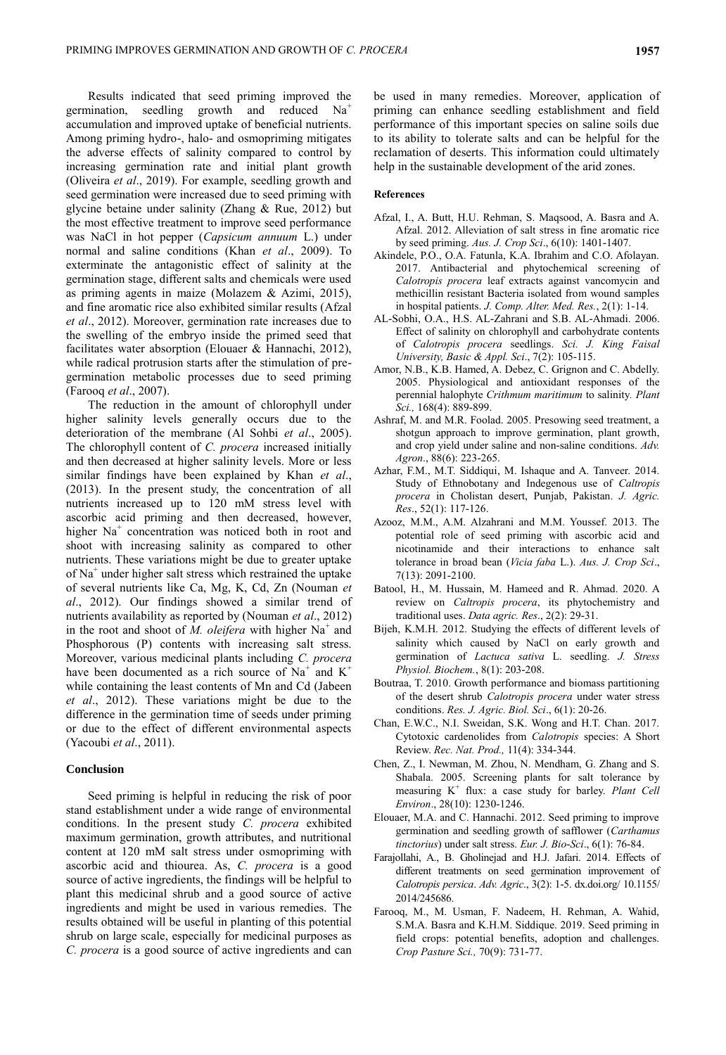Results indicated that seed priming improved the germination, seedling growth and reduced $Na^+$ accumulation and improved uptake of beneficial nutrients. Among priming hydro-, halo- and osmopriming mitigates the adverse effects of salinity compared to control by increasing germination rate and initial plant growth (Oliveira *et al*., 2019). For example, seedling growth and seed germination were increased due to seed priming with glycine betaine under salinity (Zhang & Rue, 2012) but the most effective treatment to improve seed performance was NaCl in hot pepper (*Capsicum annuum* L.) under normal and saline conditions (Khan *et al*., 2009). To exterminate the antagonistic effect of salinity at the germination stage, different salts and chemicals were used as priming agents in maize (Molazem & Azimi, 2015), and fine aromatic rice also exhibited similar results (Afzal *et al*., 2012). Moreover, germination rate increases due to the swelling of the embryo inside the primed seed that facilitates water absorption (Elouaer & Hannachi, 2012), while radical protrusion starts after the stimulation of pre-germination metabolic processes due to seed priming (Farooq *et al*., 2007).

The reduction in the amount of chlorophyll under higher salinity levels generally occurs due to the deterioration of the membrane (Al Sohbi *et al*., 2005). The chlorophyll content of *C. procera* increased initially and then decreased at higher salinity levels. More or less similar findings have been explained by Khan *et al*., (2013). In the present study, the concentration of all nutrients increased up to 120 mM stress level with ascorbic acid priming and then decreased, however, higher $Na^+$ concentration was noticed both in root and shoot with increasing salinity as compared to other nutrients. These variations might be due to greater uptake of $Na^+$ under higher salt stress which restrained the uptake of several nutrients like Ca, Mg, K, Cd, Zn (Nouman *et al*., 2012). Our findings showed a similar trend of nutrients availability as reported by (Nouman *et al*., 2012) in the root and shoot of *M. oleifera* with higher $Na^+$ and Phosphorous (P) contents with increasing salt stress. Moreover, various medicinal plants including *C. procera* have been documented as a rich source of $Na^+$ and $K^+$ while containing the least contents of Mn and Cd (Jabeen *et al*., 2012). These variations might be due to the difference in the germination time of seeds under priming or due to the effect of different environmental aspects (Yacoubi *et al*., 2011).

## Conclusion

Seed priming is helpful in reducing the risk of poor stand establishment under a wide range of environmental conditions. In the present study *C. procera* exhibited maximum germination, growth attributes, and nutritional content at 120 mM salt stress under osmopriming with ascorbic acid and thiourea. As, *C. procera* is a good source of active ingredients, the findings will be helpful to plant this medicinal shrub and a good source of active ingredients and might be used in various remedies. The results obtained will be useful in planting of this potential shrub on large scale, especially for medicinal purposes as *C. procera* is a good source of active ingredients and can be used in many remedies. Moreover, application of priming can enhance seedling establishment and field performance of this important species on saline soils due to its ability to tolerate salts and can be helpful for the reclamation of deserts. This information could ultimately help in the sustainable development of the arid zones.

## References

Afzal, I., A. Butt, H.U. Rehman, S. Maqsood, A. Basra and A. Afzal. 2012. Alleviation of salt stress in fine aromatic rice by seed priming. *Aus. J. Crop Sci*., 6(10): 1401-1407.

Akindele, P.O., O.A. Fatunla, K.A. Ibrahim and C.O. Afolayan. 2017. Antibacterial and phytochemical screening of *Calotropis procera* leaf extracts against vancomycin and methicillin resistant Bacteria isolated from wound samples in hospital patients. *J. Comp. Alter. Med. Res.*, 2(1): 1-14.

AL-Sobhi, O.A., H.S. AL-Zahrani and S.B. AL-Ahmadi. 2006. Effect of salinity on chlorophyll and carbohydrate contents of *Calotropis procera* seedlings. *Sci. J. King Faisal University, Basic & Appl. Sci*., 7(2): 105-115.

Amor, N.B., K.B. Hamed, A. Debez, C. Grignon and C. Abdelly. 2005. Physiological and antioxidant responses of the perennial halophyte *Crithmum maritimum* to salinity. *Plant Sci.,* 168(4): 889-899.

Ashraf, M. and M.R. Foolad. 2005. Presowing seed treatment, a shotgun approach to improve germination, plant growth, and crop yield under saline and non-saline conditions. *Adv. Agron*., 88(6): 223-265.

Azhar, F.M., M.T. Siddiqui, M. Ishaque and A. Tanveer. 2014. Study of Ethnobotany and Indegenous use of *Caltropis procera* in Cholistan desert, Punjab, Pakistan. *J. Agric. Res*., 52(1): 117-126.

Azooz, M.M., A.M. Alzahrani and M.M. Youssef. 2013. The potential role of seed priming with ascorbic acid and nicotinamide and their interactions to enhance salt tolerance in broad bean (*Vicia faba* L.). *Aus. J. Crop Sci*., 7(13): 2091-2100.

Batool, H., M. Hussain, M. Hameed and R. Ahmad. 2020. A review on *Caltropis procera*, its phytochemistry and traditional uses. *Data agric. Res*., 2(2): 29-31.

Bijeh, K.M.H. 2012. Studying the effects of different levels of salinity which caused by NaCl on early growth and germination of *Lactuca sativa* L. seedling. *J. Stress Physiol. Biochem.*, 8(1): 203-208.

Boutraa, T. 2010. Growth performance and biomass partitioning of the desert shrub *Calotropis procera* under water stress conditions. *Res. J. Agric. Biol. Sci*., 6(1): 20-26.

Chan, E.W.C., N.I. Sweidan, S.K. Wong and H.T. Chan. 2017. Cytotoxic cardenolides from *Calotropis* species: A Short Review. *Rec. Nat. Prod.,* 11(4): 334-344.

Chen, Z., I. Newman, M. Zhou, N. Mendham, G. Zhang and S. Shabala. 2005. Screening plants for salt tolerance by measuring $K^+$ flux: a case study for barley. *Plant Cell Environ*., 28(10): 1230-1246.

Elouaer, M.A. and C. Hannachi. 2012. Seed priming to improve germination and seedling growth of safflower (*Carthamus tinctorius*) under salt stress. *Eur. J. Bio-Sci*., 6(1): 76-84.

Farajollahi, A., B. Gholinejad and H.J. Jafari. 2014. Effects of different treatments on seed germination improvement of *Calotropis persica*. *Adv. Agric*., 3(2): 1-5. dx.doi.org/ 10.1155/ 2014/245686.

Farooq, M., M. Usman, F. Nadeem, H. Rehman, A. Wahid, S.M.A. Basra and K.H.M. Siddique. 2019. Seed priming in field crops: potential benefits, adoption and challenges. *Crop Pasture Sci.,* 70(9): 731-77.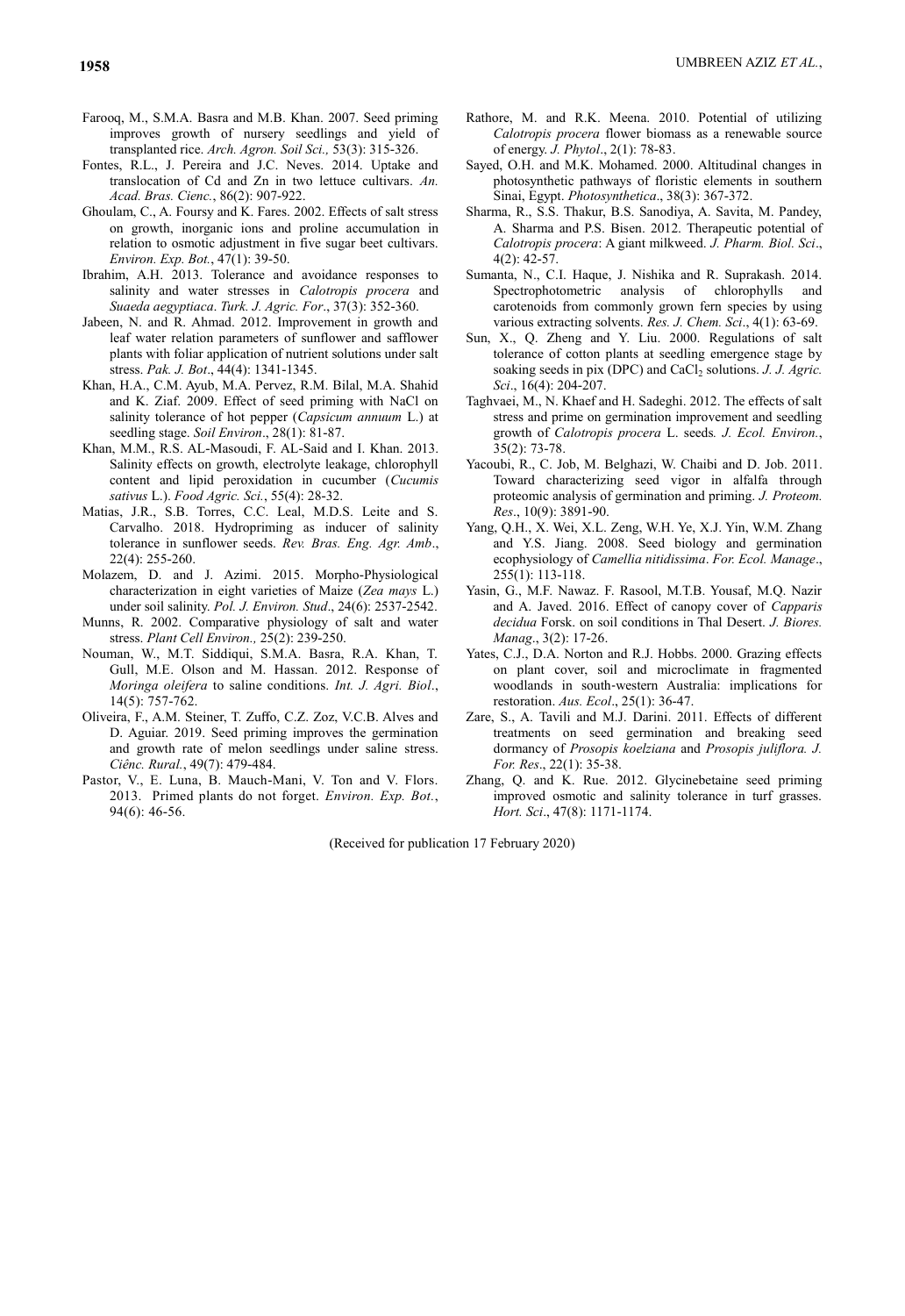Farooq, M., S.M.A. Basra and M.B. Khan. 2007. Seed priming improves growth of nursery seedlings and yield of transplanted rice. *Arch. Agron. Soil Sci.,* 53(3): 315-326.

Fontes, R.L., J. Pereira and J.C. Neves. 2014. Uptake and translocation of Cd and Zn in two lettuce cultivars. *An. Acad. Bras. Cienc.*, 86(2): 907-922.

Ghoulam, C., A. Foursy and K. Fares. 2002. Effects of salt stress on growth, inorganic ions and proline accumulation in relation to osmotic adjustment in five sugar beet cultivars. *Environ. Exp. Bot.*, 47(1): 39-50.

Ibrahim, A.H. 2013. Tolerance and avoidance responses to salinity and water stresses in *Calotropis procera* and *Suaeda aegyptiaca*. *Turk. J. Agric. For*., 37(3): 352-360.

Jabeen, N. and R. Ahmad. 2012. Improvement in growth and leaf water relation parameters of sunflower and safflower plants with foliar application of nutrient solutions under salt stress. *Pak. J. Bot*., 44(4): 1341-1345.

Khan, H.A., C.M. Ayub, M.A. Pervez, R.M. Bilal, M.A. Shahid and K. Ziaf. 2009. Effect of seed priming with NaCl on salinity tolerance of hot pepper (*Capsicum annuum* L.) at seedling stage. *Soil Environ*., 28(1): 81-87.

Khan, M.M., R.S. AL-Masoudi, F. AL-Said and I. Khan. 2013. Salinity effects on growth, electrolyte leakage, chlorophyll content and lipid peroxidation in cucumber (*Cucumis sativus* L.). *Food Agric. Sci.*, 55(4): 28-32.

Matias, J.R., S.B. Torres, C.C. Leal, M.D.S. Leite and S. Carvalho. 2018. Hydropriming as inducer of salinity tolerance in sunflower seeds. *Rev. Bras. Eng. Agr. Amb*., 22(4): 255-260.

Molazem, D. and J. Azimi. 2015. Morpho-Physiological characterization in eight varieties of Maize (*Zea mays* L.) under soil salinity. *Pol. J. Environ. Stud*., 24(6): 2537-2542.

Munns, R. 2002. Comparative physiology of salt and water stress. *Plant Cell Environ.,* 25(2): 239-250.

Nouman, W., M.T. Siddiqui, S.M.A. Basra, R.A. Khan, T. Gull, M.E. Olson and M. Hassan. 2012. Response of *Moringa oleifera* to saline conditions. *Int. J. Agri. Biol*., 14(5): 757-762.

Oliveira, F., A.M. Steiner, T. Zuffo, C.Z. Zoz, V.C.B. Alves and D. Aguiar. 2019. Seed priming improves the germination and growth rate of melon seedlings under saline stress. *Ciênc. Rural.*, 49(7): 479-484.

Pastor, V., E. Luna, B. Mauch-Mani, V. Ton and V. Flors. 2013. Primed plants do not forget. *Environ. Exp. Bot.*, 94(6): 46-56.

Rathore, M. and R.K. Meena. 2010. Potential of utilizing *Calotropis procera* flower biomass as a renewable source of energy. *J. Phytol*., 2(1): 78-83.

Sayed, O.H. and M.K. Mohamed. 2000. Altitudinal changes in photosynthetic pathways of floristic elements in southern Sinai, Egypt. *Photosynthetica*., 38(3): 367-372.

Sharma, R., S.S. Thakur, B.S. Sanodiya, A. Savita, M. Pandey, A. Sharma and P.S. Bisen. 2012. Therapeutic potential of *Calotropis procera*: A giant milkweed. *J. Pharm. Biol. Sci*., 4(2): 42-57.

Sumanta, N., C.I. Haque, J. Nishika and R. Suprakash. 2014. Spectrophotometric analysis of chlorophylls and carotenoids from commonly grown fern species by using various extracting solvents. *Res. J. Chem. Sci*., 4(1): 63-69.

Sun, X., Q. Zheng and Y. Liu. 2000. Regulations of salt tolerance of cotton plants at seedling emergence stage by soaking seeds in pix (DPC) and $CaCl_2$ solutions. *J. J. Agric. Sci*., 16(4): 204-207.

Taghvaei, M., N. Khaef and H. Sadeghi. 2012. The effects of salt stress and prime on germination improvement and seedling growth of *Calotropis procera* L. seeds*. J. Ecol. Environ.*, 35(2): 73-78.

Yacoubi, R., C. Job, M. Belghazi, W. Chaibi and D. Job. 2011. Toward characterizing seed vigor in alfalfa through proteomic analysis of germination and priming. *J. Proteom. Res*., 10(9): 3891-90.

Yang, Q.H., X. Wei, X.L. Zeng, W.H. Ye, X.J. Yin, W.M. Zhang and Y.S. Jiang. 2008. Seed biology and germination ecophysiology of *Camellia nitidissima*. *For. Ecol. Manage*., 255(1): 113-118.

Yasin, G., M.F. Nawaz. F. Rasool, M.T.B. Yousaf, M.Q. Nazir and A. Javed. 2016. Effect of canopy cover of *Capparis decidua* Forsk. on soil conditions in Thal Desert. *J. Biores. Manag*., 3(2): 17-26.

Yates, C.J., D.A. Norton and R.J. Hobbs. 2000. Grazing effects on plant cover, soil and microclimate in fragmented woodlands in south‐western Australia: implications for restoration. *Aus. Ecol*., 25(1): 36-47.

Zare, S., A. Tavili and M.J. Darini. 2011. Effects of different treatments on seed germination and breaking seed dormancy of *Prosopis koelziana* and *Prosopis juliflora. J. For. Res*., 22(1): 35-38.

Zhang, Q. and K. Rue. 2012. Glycinebetaine seed priming improved osmotic and salinity tolerance in turf grasses. *Hort. Sci*., 47(8): 1171-1174.

(Received for publication 17 February 2020)